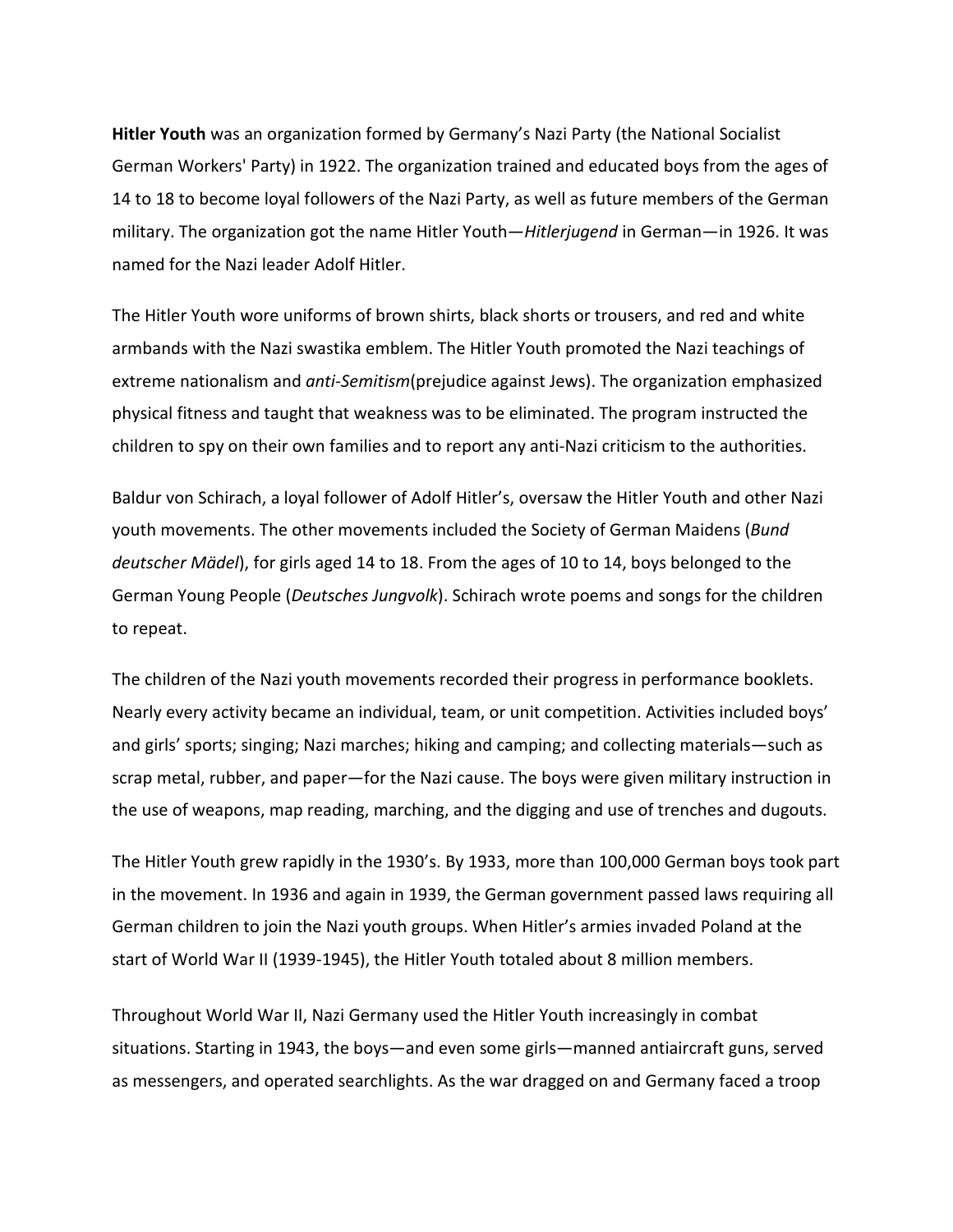**Hitler Youth** was an organization formed by Germany's Nazi Party (the National Socialist German Workers' Party) in 1922. The organization trained and educated boys from the ages of 14 to 18 to become loyal followers of the Nazi Party, as well as future members of the German military. The organization got the name Hitler Youth—*Hitlerjugend* in German—in 1926. It was named for the Nazi leader Adolf Hitler.

The Hitler Youth wore uniforms of brown shirts, black shorts or trousers, and red and white armbands with the Nazi swastika emblem. The Hitler Youth promoted the Nazi teachings of extreme nationalism and *anti-Semitism*(prejudice against Jews). The organization emphasized physical fitness and taught that weakness was to be eliminated. The program instructed the children to spy on their own families and to report any anti-Nazi criticism to the authorities.

Baldur von Schirach, a loyal follower of Adolf Hitler's, oversaw the Hitler Youth and other Nazi youth movements. The other movements included the Society of German Maidens (*Bund deutscher Mädel*), for girls aged 14 to 18. From the ages of 10 to 14, boys belonged to the German Young People (*Deutsches Jungvolk*). Schirach wrote poems and songs for the children to repeat.

The children of the Nazi youth movements recorded their progress in performance booklets. Nearly every activity became an individual, team, or unit competition. Activities included boys' and girls' sports; singing; Nazi marches; hiking and camping; and collecting materials—such as scrap metal, rubber, and paper—for the Nazi cause. The boys were given military instruction in the use of weapons, map reading, marching, and the digging and use of trenches and dugouts.

The Hitler Youth grew rapidly in the 1930's. By 1933, more than 100,000 German boys took part in the movement. In 1936 and again in 1939, the German government passed laws requiring all German children to join the Nazi youth groups. When Hitler's armies invaded Poland at the start of World War II (1939-1945), the Hitler Youth totaled about 8 million members.

Throughout World War II, Nazi Germany used the Hitler Youth increasingly in combat situations. Starting in 1943, the boys—and even some girls—manned antiaircraft guns, served as messengers, and operated searchlights. As the war dragged on and Germany faced a troop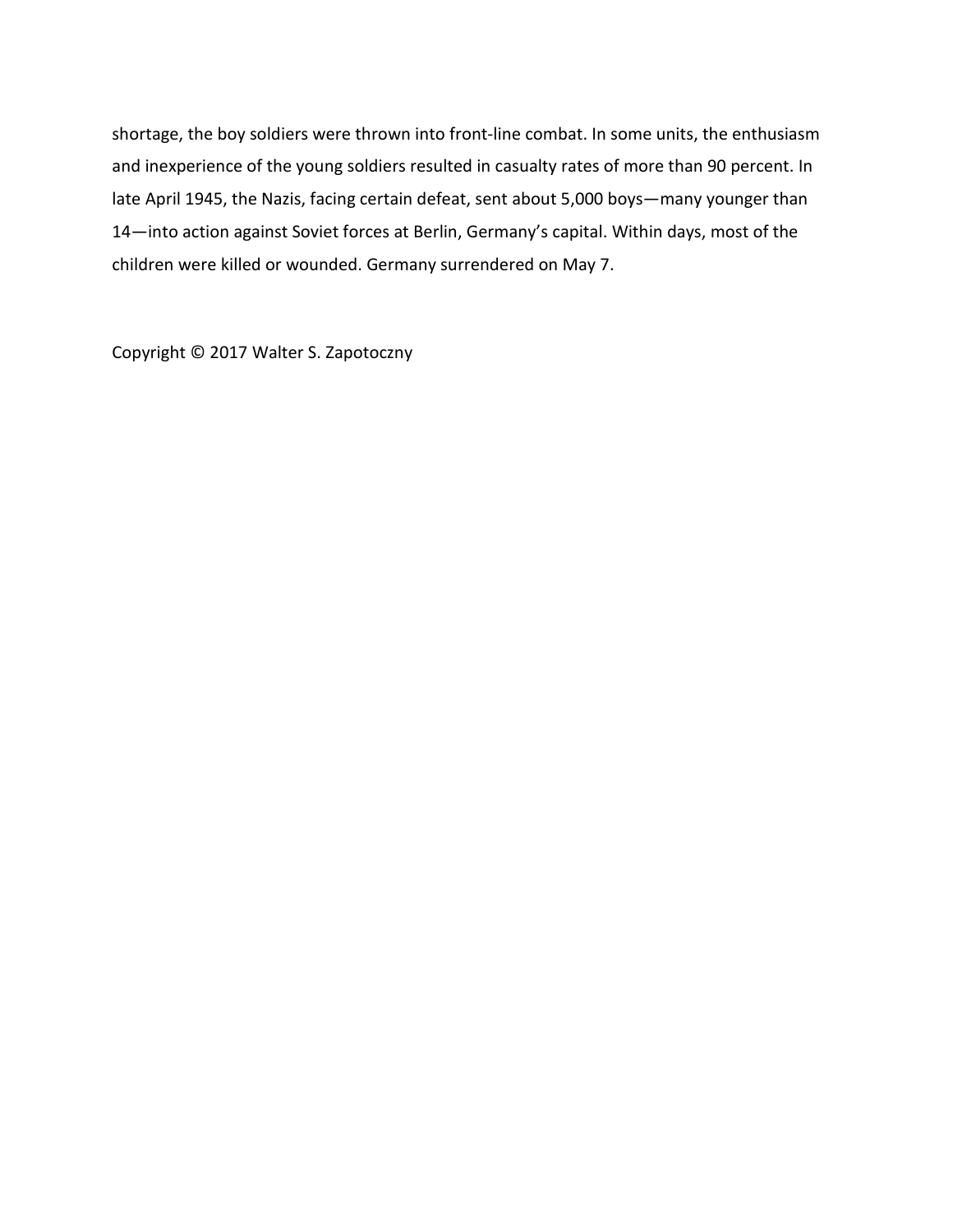shortage, the boy soldiers were thrown into front-line combat. In some units, the enthusiasm and inexperience of the young soldiers resulted in casualty rates of more than 90 percent. In late April 1945, the Nazis, facing certain defeat, sent about 5,000 boys—many younger than 14—into action against Soviet forces at Berlin, Germany's capital. Within days, most of the children were killed or wounded. Germany surrendered on May 7.

Copyright © 2017 Walter S. Zapotoczny